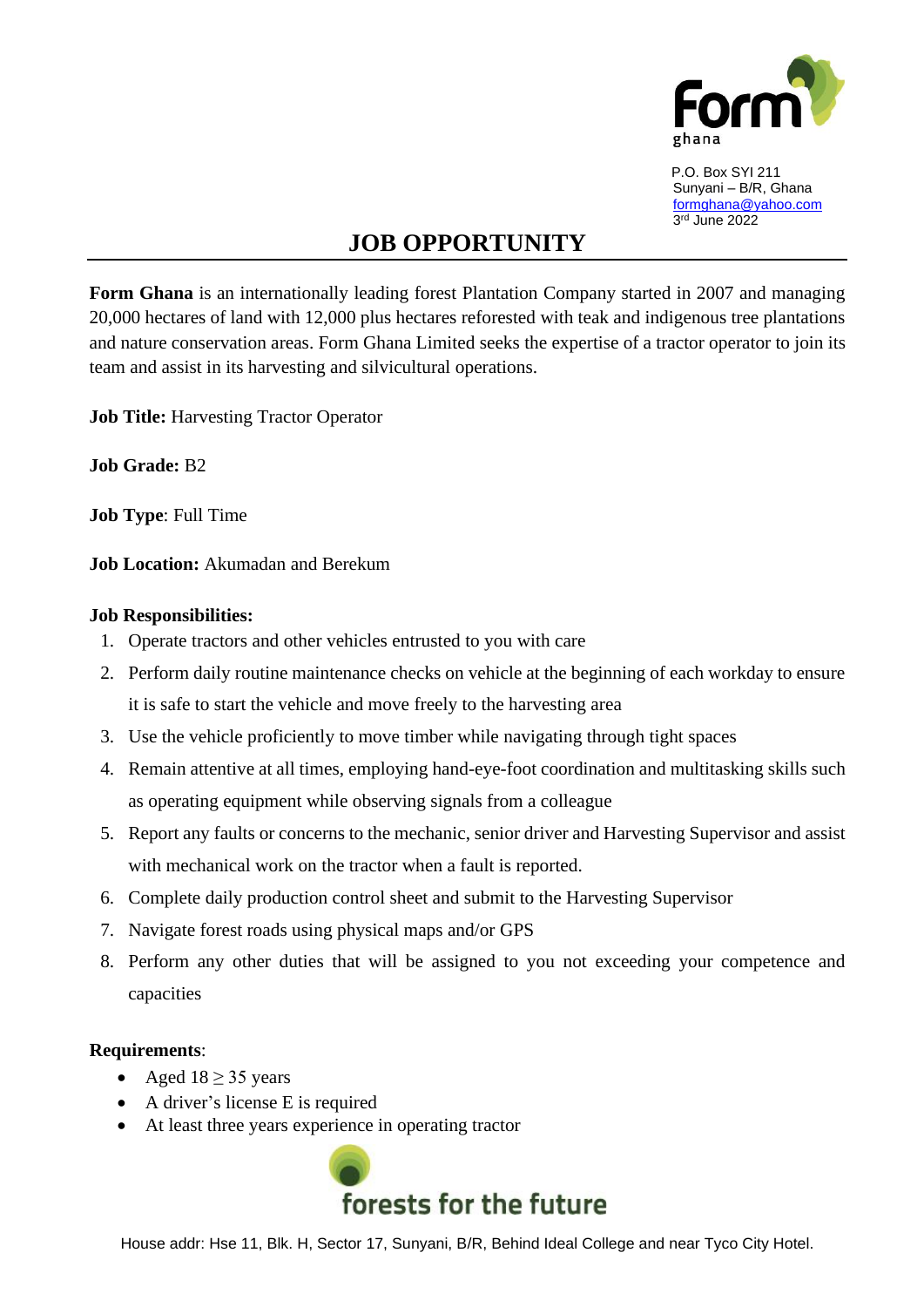Form ghana

P.O. Box SYI 211
Sunyani – B/R, Ghana
formghana@yahoo.com
3rd June 2022

# JOB OPPORTUNITY

**Form Ghana** is an internationally leading forest Plantation Company started in 2007 and managing 20,000 hectares of land with 12,000 plus hectares reforested with teak and indigenous tree plantations and nature conservation areas. Form Ghana Limited seeks the expertise of a tractor operator to join its team and assist in its harvesting and silvicultural operations.

**Job Title:** Harvesting Tractor Operator

**Job Grade:** B2

**Job Type**: Full Time

**Job Location:** Akumadan and Berekum

**Job Responsibilities:**

1. Operate tractors and other vehicles entrusted to you with care
2. Perform daily routine maintenance checks on vehicle at the beginning of each workday to ensure it is safe to start the vehicle and move freely to the harvesting area
3. Use the vehicle proficiently to move timber while navigating through tight spaces
4. Remain attentive at all times, employing hand-eye-foot coordination and multitasking skills such as operating equipment while observing signals from a colleague
5. Report any faults or concerns to the mechanic, senior driver and Harvesting Supervisor and assist with mechanical work on the tractor when a fault is reported.
6. Complete daily production control sheet and submit to the Harvesting Supervisor
7. Navigate forest roads using physical maps and/or GPS
8. Perform any other duties that will be assigned to you not exceeding your competence and capacities

**Requirements**:

- Aged 18 ≥ 35 years
- A driver's license E is required
- At least three years experience in operating tractor

forests for the future

House addr: Hse 11, Blk. H, Sector 17, Sunyani, B/R, Behind Ideal College and near Tyco City Hotel.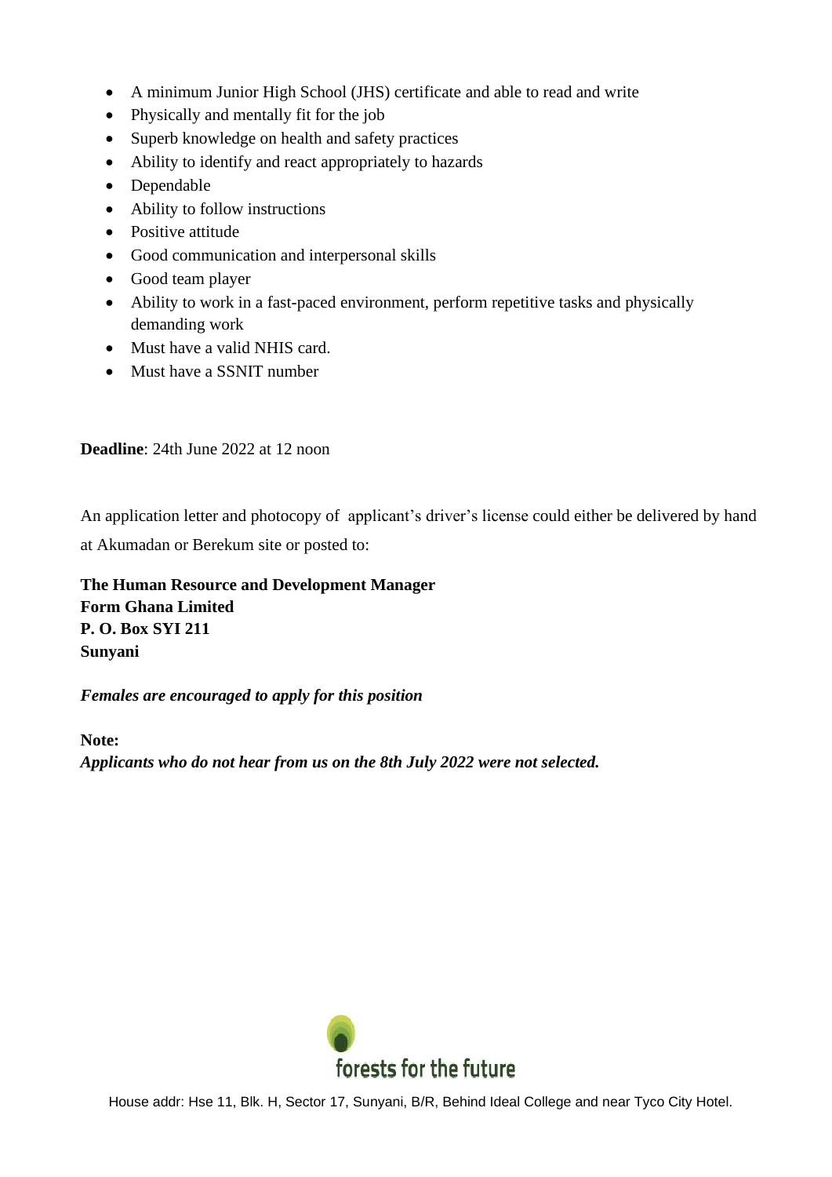- A minimum Junior High School (JHS) certificate and able to read and write
- Physically and mentally fit for the job
- Superb knowledge on health and safety practices
- Ability to identify and react appropriately to hazards
- Dependable
- Ability to follow instructions
- Positive attitude
- Good communication and interpersonal skills
- Good team player
- Ability to work in a fast-paced environment, perform repetitive tasks and physically demanding work
- Must have a valid NHIS card.
- Must have a SSNIT number

**Deadline**: 24th June 2022 at 12 noon

An application letter and photocopy of applicant's driver's license could either be delivered by hand at Akumadan or Berekum site or posted to:

**The Human Resource and Development Manager**
**Form Ghana Limited**
**P. O. Box SYI 211**
**Sunyani**

***Females are encouraged to apply for this position***

**Note:**
***Applicants who do not hear from us on the 8th July 2022 were not selected.***

forests for the future

House addr: Hse 11, Blk. H, Sector 17, Sunyani, B/R, Behind Ideal College and near Tyco City Hotel.